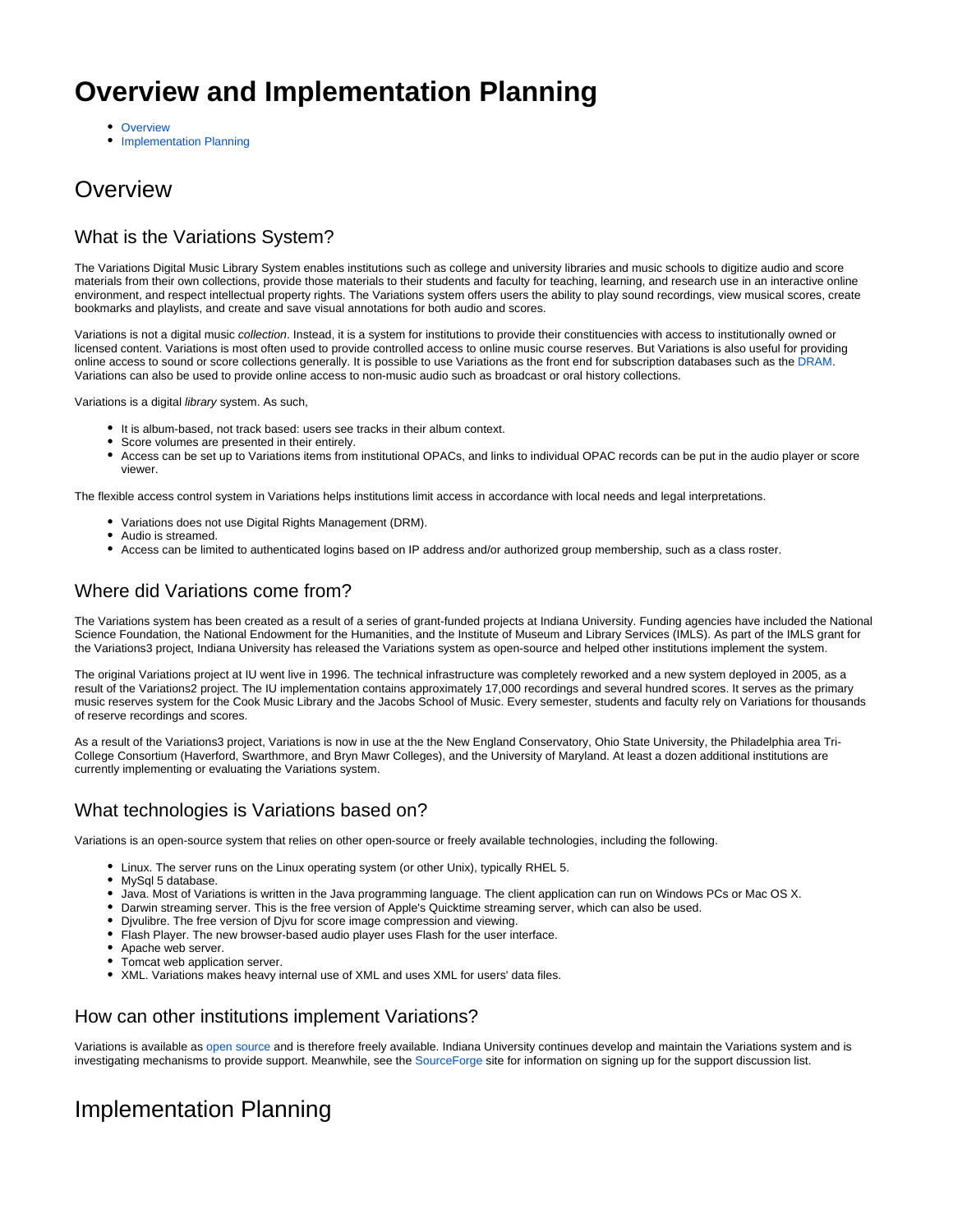# Overview and Implementation Planning

- Overview
- Implementation Planning

## Overview

### What is the Variations System?

The Variations Digital Music Library System enables institutions such as college and university libraries and music schools to digitize audio and score materials from their own collections, provide those materials to their students and faculty for teaching, learning, and research use in an interactive online environment, and respect intellectual property rights. The Variations system offers users the ability to play sound recordings, view musical scores, create bookmarks and playlists, and create and save visual annotations for both audio and scores.

Variations is not a digital music *collection*. Instead, it is a system for institutions to provide their constituencies with access to institutionally owned or licensed content. Variations is most often used to provide controlled access to online music course reserves. But Variations is also useful for providing online access to sound or score collections generally. It is possible to use Variations as the front end for subscription databases such as the DRAM. Variations can also be used to provide online access to non-music audio such as broadcast or oral history collections.

Variations is a digital *library* system. As such,

- It is album-based, not track based: users see tracks in their album context.
- Score volumes are presented in their entirely.
- Access can be set up to Variations items from institutional OPACs, and links to individual OPAC records can be put in the audio player or score viewer.

The flexible access control system in Variations helps institutions limit access in accordance with local needs and legal interpretations.

- Variations does not use Digital Rights Management (DRM).
- Audio is streamed.
- Access can be limited to authenticated logins based on IP address and/or authorized group membership, such as a class roster.

### Where did Variations come from?

The Variations system has been created as a result of a series of grant-funded projects at Indiana University. Funding agencies have included the National Science Foundation, the National Endowment for the Humanities, and the Institute of Museum and Library Services (IMLS). As part of the IMLS grant for the Variations3 project, Indiana University has released the Variations system as open-source and helped other institutions implement the system.

The original Variations project at IU went live in 1996. The technical infrastructure was completely reworked and a new system deployed in 2005, as a result of the Variations2 project. The IU implementation contains approximately 17,000 recordings and several hundred scores. It serves as the primary music reserves system for the Cook Music Library and the Jacobs School of Music. Every semester, students and faculty rely on Variations for thousands of reserve recordings and scores.

As a result of the Variations3 project, Variations is now in use at the the New England Conservatory, Ohio State University, the Philadelphia area Tri-College Consortium (Haverford, Swarthmore, and Bryn Mawr Colleges), and the University of Maryland. At least a dozen additional institutions are currently implementing or evaluating the Variations system.

### What technologies is Variations based on?

Variations is an open-source system that relies on other open-source or freely available technologies, including the following.

- Linux. The server runs on the Linux operating system (or other Unix), typically RHEL 5.
- MySql 5 database.
- Java. Most of Variations is written in the Java programming language. The client application can run on Windows PCs or Mac OS X.
- Darwin streaming server. This is the free version of Apple's Quicktime streaming server, which can also be used.
- Djvulibre. The free version of Djvu for score image compression and viewing.
- Flash Player. The new browser-based audio player uses Flash for the user interface.
- Apache web server.
- Tomcat web application server.
- XML. Variations makes heavy internal use of XML and uses XML for users' data files.

### How can other institutions implement Variations?

Variations is available as open source and is therefore freely available. Indiana University continues develop and maintain the Variations system and is investigating mechanisms to provide support. Meanwhile, see the SourceForge site for information on signing up for the support discussion list.

## Implementation Planning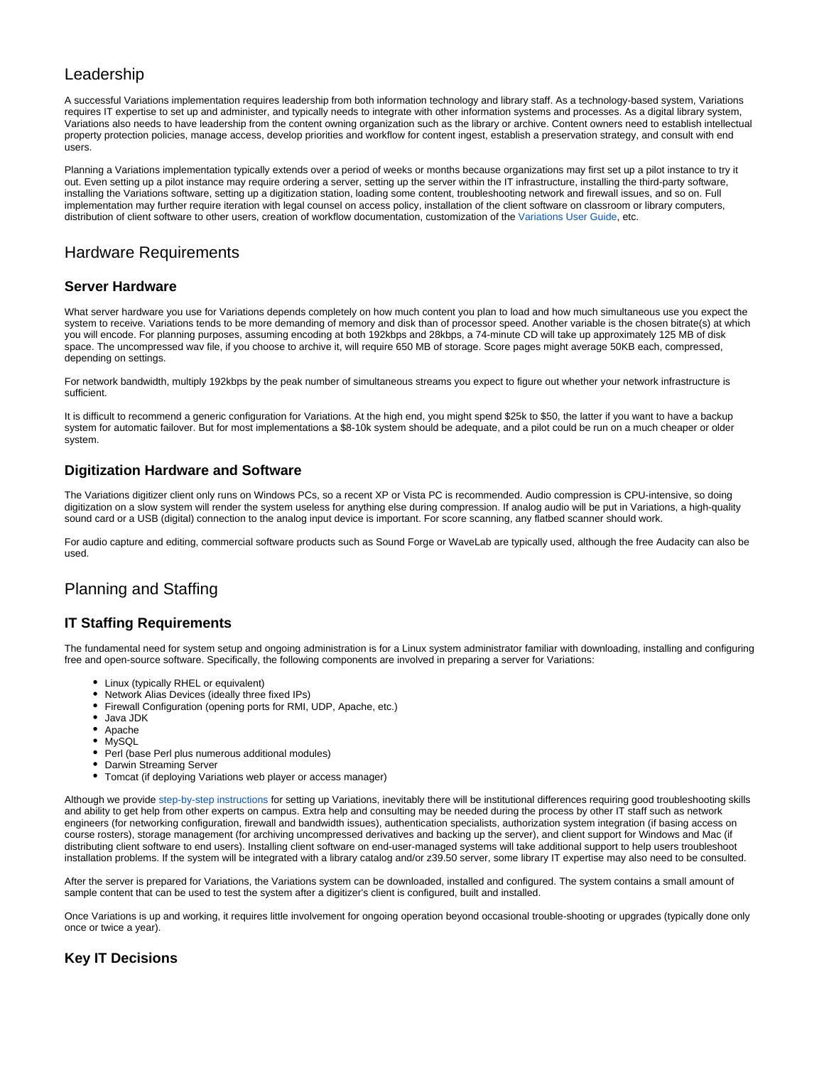## Leadership

A successful Variations implementation requires leadership from both information technology and library staff. As a technology-based system, Variations requires IT expertise to set up and administer, and typically needs to integrate with other information systems and processes. As a digital library system, Variations also needs to have leadership from the content owning organization such as the library or archive. Content owners need to establish intellectual property protection policies, manage access, develop priorities and workflow for content ingest, establish a preservation strategy, and consult with end users.

Planning a Variations implementation typically extends over a period of weeks or months because organizations may first set up a pilot instance to try it out. Even setting up a pilot instance may require ordering a server, setting up the server within the IT infrastructure, installing the third-party software, installing the Variations software, setting up a digitization station, loading some content, troubleshooting network and firewall issues, and so on. Full implementation may further require iteration with legal counsel on access policy, installation of the client software on classroom or library computers, distribution of client software to other users, creation of workflow documentation, customization of the Variations User Guide, etc.

## Hardware Requirements

### Server Hardware

What server hardware you use for Variations depends completely on how much content you plan to load and how much simultaneous use you expect the system to receive. Variations tends to be more demanding of memory and disk than of processor speed. Another variable is the chosen bitrate(s) at which you will encode. For planning purposes, assuming encoding at both 192kbps and 28kbps, a 74-minute CD will take up approximately 125 MB of disk space. The uncompressed wav file, if you choose to archive it, will require 650 MB of storage. Score pages might average 50KB each, compressed, depending on settings.

For network bandwidth, multiply 192kbps by the peak number of simultaneous streams you expect to figure out whether your network infrastructure is sufficient.

It is difficult to recommend a generic configuration for Variations. At the high end, you might spend $25k to $50, the latter if you want to have a backup system for automatic failover. But for most implementations a $8-10k system should be adequate, and a pilot could be run on a much cheaper or older system.

### Digitization Hardware and Software

The Variations digitizer client only runs on Windows PCs, so a recent XP or Vista PC is recommended. Audio compression is CPU-intensive, so doing digitization on a slow system will render the system useless for anything else during compression. If analog audio will be put in Variations, a high-quality sound card or a USB (digital) connection to the analog input device is important. For score scanning, any flatbed scanner should work.

For audio capture and editing, commercial software products such as Sound Forge or WaveLab are typically used, although the free Audacity can also be used.

## Planning and Staffing

### IT Staffing Requirements

The fundamental need for system setup and ongoing administration is for a Linux system administrator familiar with downloading, installing and configuring free and open-source software. Specifically, the following components are involved in preparing a server for Variations:

- Linux (typically RHEL or equivalent)
- Network Alias Devices (ideally three fixed IPs)
- Firewall Configuration (opening ports for RMI, UDP, Apache, etc.)
- Java JDK
- Apache
- MySQL
- Perl (base Perl plus numerous additional modules)
- Darwin Streaming Server
- Tomcat (if deploying Variations web player or access manager)

Although we provide step-by-step instructions for setting up Variations, inevitably there will be institutional differences requiring good troubleshooting skills and ability to get help from other experts on campus. Extra help and consulting may be needed during the process by other IT staff such as network engineers (for networking configuration, firewall and bandwidth issues), authentication specialists, authorization system integration (if basing access on course rosters), storage management (for archiving uncompressed derivatives and backing up the server), and client support for Windows and Mac (if distributing client software to end users). Installing client software on end-user-managed systems will take additional support to help users troubleshoot installation problems. If the system will be integrated with a library catalog and/or z39.50 server, some library IT expertise may also need to be consulted.

After the server is prepared for Variations, the Variations system can be downloaded, installed and configured. The system contains a small amount of sample content that can be used to test the system after a digitizer's client is configured, built and installed.

Once Variations is up and working, it requires little involvement for ongoing operation beyond occasional trouble-shooting or upgrades (typically done only once or twice a year).

### Key IT Decisions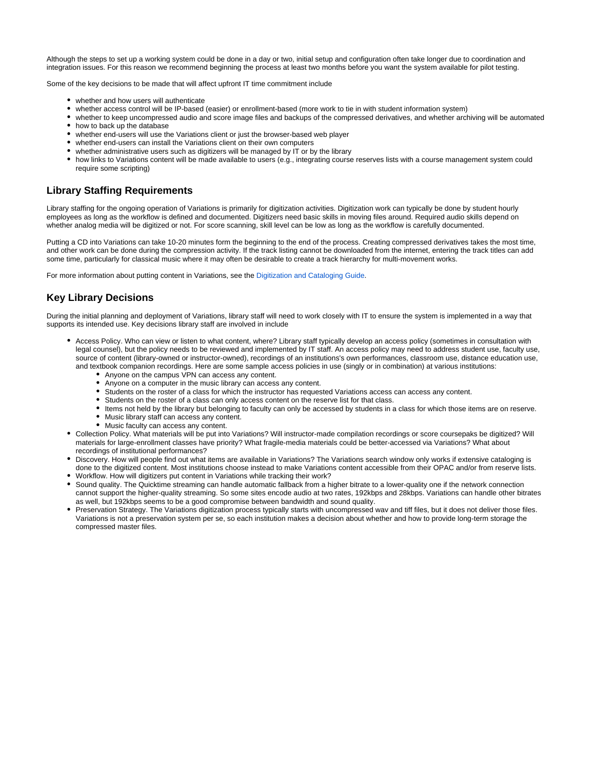Although the steps to set up a working system could be done in a day or two, initial setup and configuration often take longer due to coordination and integration issues. For this reason we recommend beginning the process at least two months before you want the system available for pilot testing.

Some of the key decisions to be made that will affect upfront IT time commitment include

- whether and how users will authenticate
- whether access control will be IP-based (easier) or enrollment-based (more work to tie in with student information system)
- whether to keep uncompressed audio and score image files and backups of the compressed derivatives, and whether archiving will be automated
- how to back up the database
- whether end-users will use the Variations client or just the browser-based web player
- whether end-users can install the Variations client on their own computers
- whether administrative users such as digitizers will be managed by IT or by the library
- how links to Variations content will be made available to users (e.g., integrating course reserves lists with a course management system could require some scripting)

## Library Staffing Requirements

Library staffing for the ongoing operation of Variations is primarily for digitization activities. Digitization work can typically be done by student hourly employees as long as the workflow is defined and documented. Digitizers need basic skills in moving files around. Required audio skills depend on whether analog media will be digitized or not. For score scanning, skill level can be low as long as the workflow is carefully documented.

Putting a CD into Variations can take 10-20 minutes form the beginning to the end of the process. Creating compressed derivatives takes the most time, and other work can be done during the compression activity. If the track listing cannot be downloaded from the internet, entering the track titles can add some time, particularly for classical music where it may often be desirable to create a track hierarchy for multi-movement works.

For more information about putting content in Variations, see the Digitization and Cataloging Guide.

## Key Library Decisions

During the initial planning and deployment of Variations, library staff will need to work closely with IT to ensure the system is implemented in a way that supports its intended use. Key decisions library staff are involved in include

- Access Policy. Who can view or listen to what content, where? Library staff typically develop an access policy (sometimes in consultation with legal counsel), but the policy needs to be reviewed and implemented by IT staff. An access policy may need to address student use, faculty use, source of content (library-owned or instructor-owned), recordings of an institutions's own performances, classroom use, distance education use, and textbook companion recordings. Here are some sample access policies in use (singly or in combination) at various institutions:
  - Anyone on the campus VPN can access any content.
  - Anyone on a computer in the music library can access any content.
  - Students on the roster of a class for which the instructor has requested Variations access can access any content.
  - Students on the roster of a class can only access content on the reserve list for that class.
  - Items not held by the library but belonging to faculty can only be accessed by students in a class for which those items are on reserve.
  - Music library staff can access any content.
  - Music faculty can access any content.
- Collection Policy. What materials will be put into Variations? Will instructor-made compilation recordings or score coursepaks be digitized? Will materials for large-enrollment classes have priority? What fragile-media materials could be better-accessed via Variations? What about recordings of institutional performances?
- Discovery. How will people find out what items are available in Variations? The Variations search window only works if extensive cataloging is done to the digitized content. Most institutions choose instead to make Variations content accessible from their OPAC and/or from reserve lists.
- Workflow. How will digitizers put content in Variations while tracking their work?
- Sound quality. The Quicktime streaming can handle automatic fallback from a higher bitrate to a lower-quality one if the network connection cannot support the higher-quality streaming. So some sites encode audio at two rates, 192kbps and 28kbps. Variations can handle other bitrates as well, but 192kbps seems to be a good compromise between bandwidth and sound quality.
- Preservation Strategy. The Variations digitization process typically starts with uncompressed wav and tiff files, but it does not deliver those files. Variations is not a preservation system per se, so each institution makes a decision about whether and how to provide long-term storage the compressed master files.